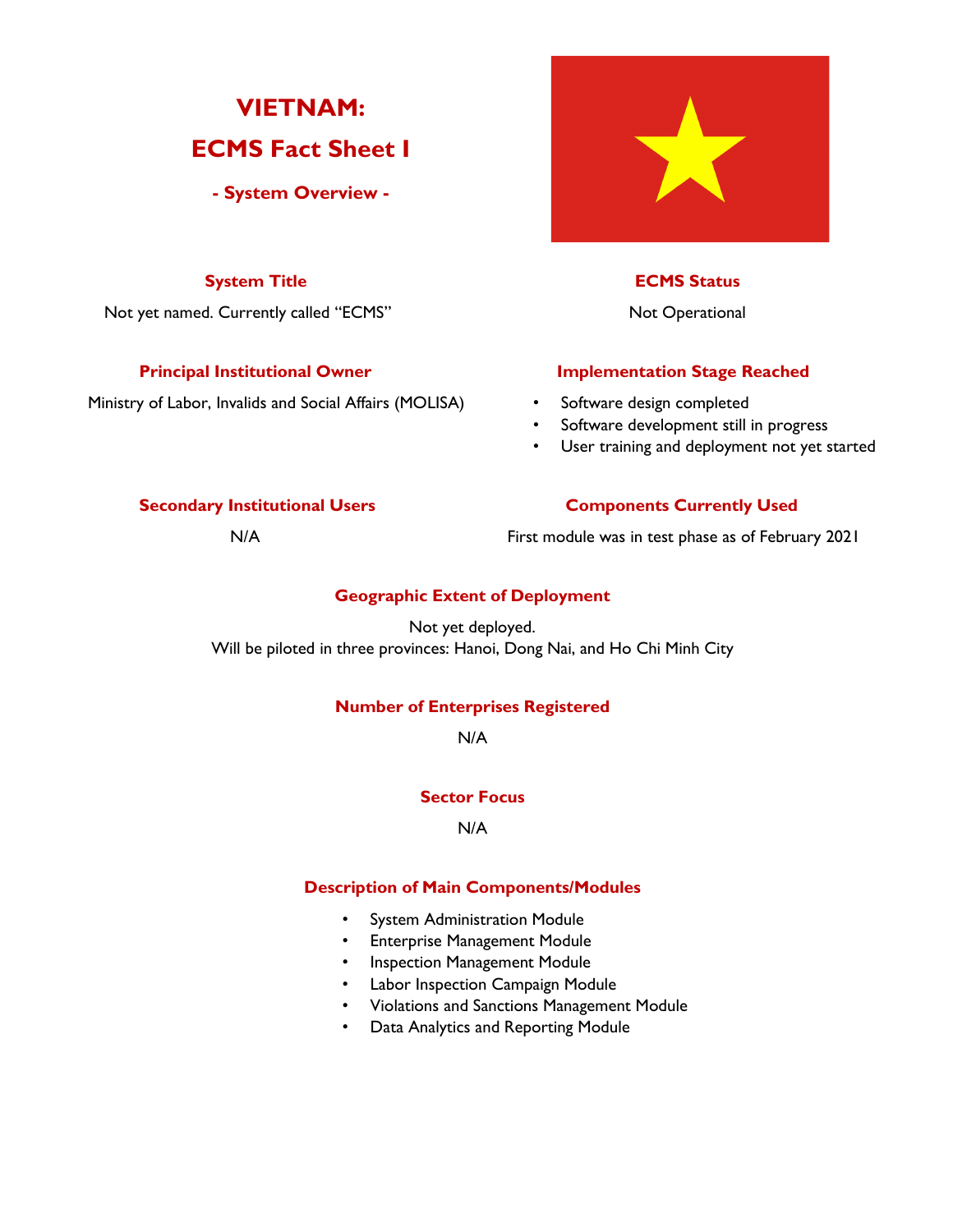# VIETNAM:
# ECMS Fact Sheet I

### - System Overview -

### System Title

Not yet named. Currently called "ECMS"

### ECMS Status

Not Operational

### Principal Institutional Owner

Ministry of Labor, Invalids and Social Affairs (MOLISA)

### Implementation Stage Reached

- Software design completed
- Software development still in progress
- User training and deployment not yet started

### Secondary Institutional Users

N/A

### Components Currently Used

First module was in test phase as of February 2021

### Geographic Extent of Deployment

Not yet deployed.
Will be piloted in three provinces: Hanoi, Dong Nai, and Ho Chi Minh City

### Number of Enterprises Registered

N/A

### Sector Focus

N/A

### Description of Main Components/Modules

- System Administration Module
- Enterprise Management Module
- Inspection Management Module
- Labor Inspection Campaign Module
- Violations and Sanctions Management Module
- Data Analytics and Reporting Module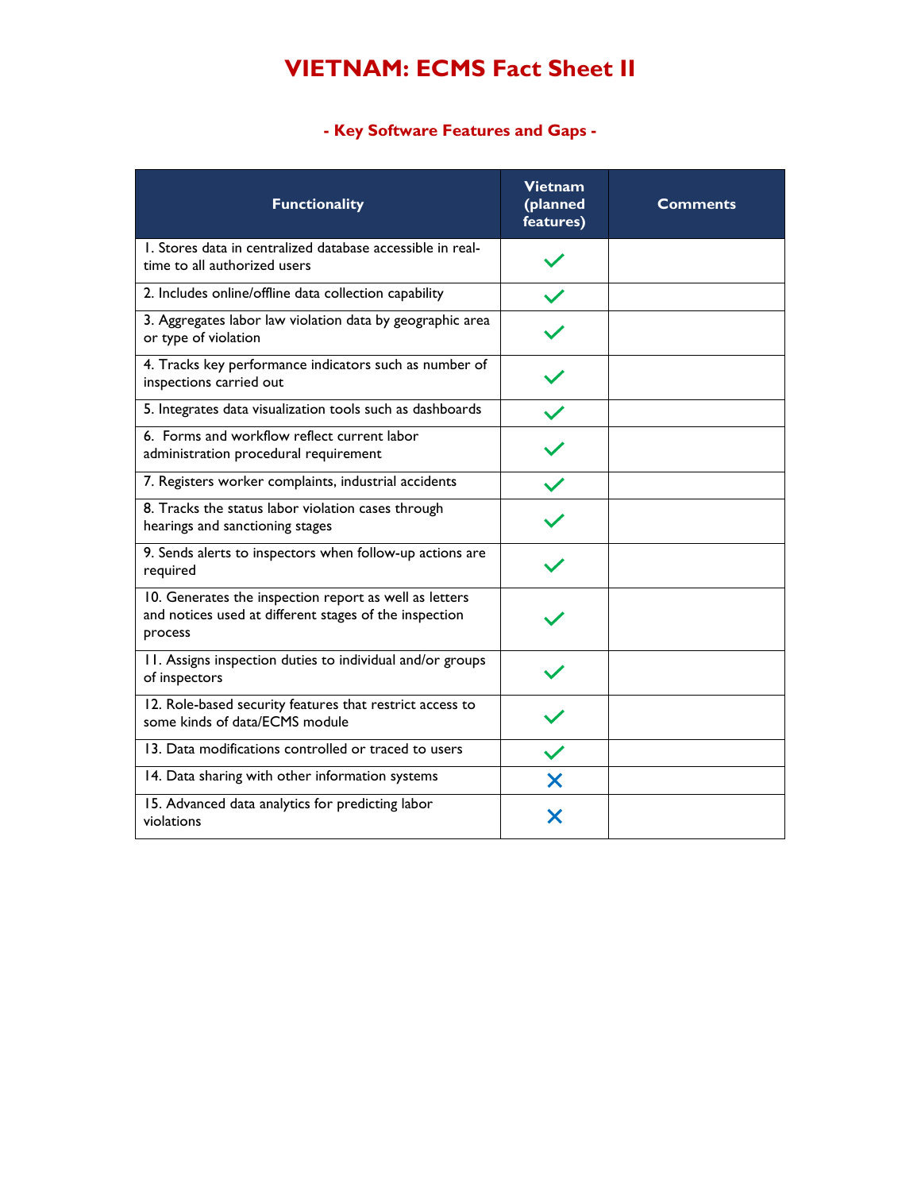# VIETNAM: ECMS Fact Sheet II

## - Key Software Features and Gaps -

| Functionality | Vietnam (planned features) | Comments |
|---|---|---|
| 1. Stores data in centralized database accessible in real-time to all authorized users | ✓ | |
| 2. Includes online/offline data collection capability | ✓ | |
| 3. Aggregates labor law violation data by geographic area or type of violation | ✓ | |
| 4. Tracks key performance indicators such as number of inspections carried out | ✓ | |
| 5. Integrates data visualization tools such as dashboards | ✓ | |
| 6. Forms and workflow reflect current labor administration procedural requirement | ✓ | |
| 7. Registers worker complaints, industrial accidents | ✓ | |
| 8. Tracks the status labor violation cases through hearings and sanctioning stages | ✓ | |
| 9. Sends alerts to inspectors when follow-up actions are required | ✓ | |
| 10. Generates the inspection report as well as letters and notices used at different stages of the inspection process | ✓ | |
| 11. Assigns inspection duties to individual and/or groups of inspectors | ✓ | |
| 12. Role-based security features that restrict access to some kinds of data/ECMS module | ✓ | |
| 13. Data modifications controlled or traced to users | ✓ | |
| 14. Data sharing with other information systems | ✗ | |
| 15. Advanced data analytics for predicting labor violations | ✗ | |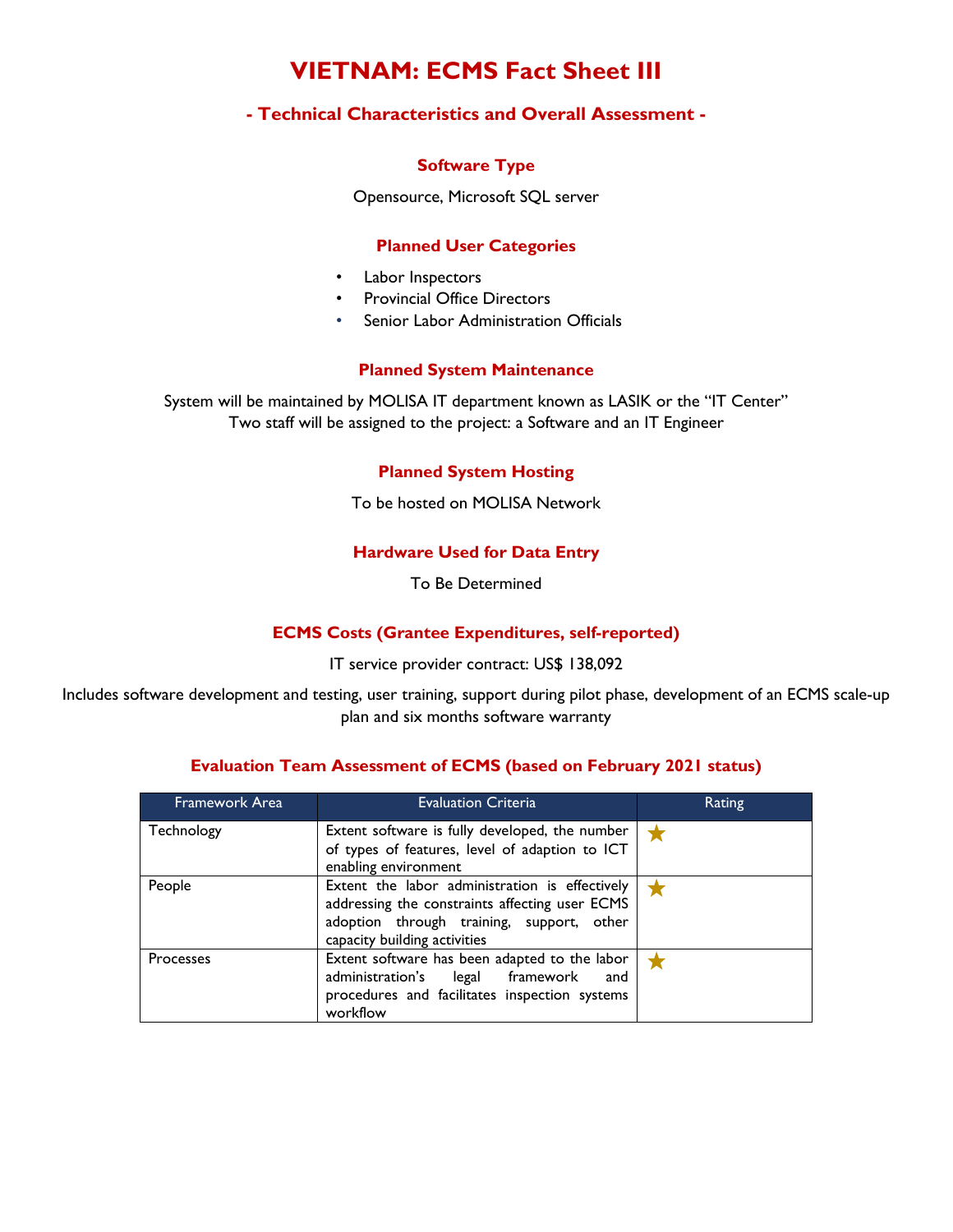# VIETNAM: ECMS Fact Sheet III

## - Technical Characteristics and Overall Assessment -

### Software Type

Opensource, Microsoft SQL server

### Planned User Categories

- Labor Inspectors
- Provincial Office Directors
- Senior Labor Administration Officials

### Planned System Maintenance

System will be maintained by MOLISA IT department known as LASIK or the "IT Center"
Two staff will be assigned to the project: a Software and an IT Engineer

### Planned System Hosting

To be hosted on MOLISA Network

### Hardware Used for Data Entry

To Be Determined

### ECMS Costs (Grantee Expenditures, self-reported)

IT service provider contract: US$ 138,092

Includes software development and testing, user training, support during pilot phase, development of an ECMS scale-up plan and six months software warranty

### Evaluation Team Assessment of ECMS (based on February 2021 status)

| Framework Area | Evaluation Criteria | Rating |
|---|---|---|
| Technology | Extent software is fully developed, the number of types of features, level of adaption to ICT enabling environment | ★ |
| People | Extent the labor administration is effectively addressing the constraints affecting user ECMS adoption through training, support, other capacity building activities | ★ |
| Processes | Extent software has been adapted to the labor administration's legal framework and procedures and facilitates inspection systems workflow | ★ |